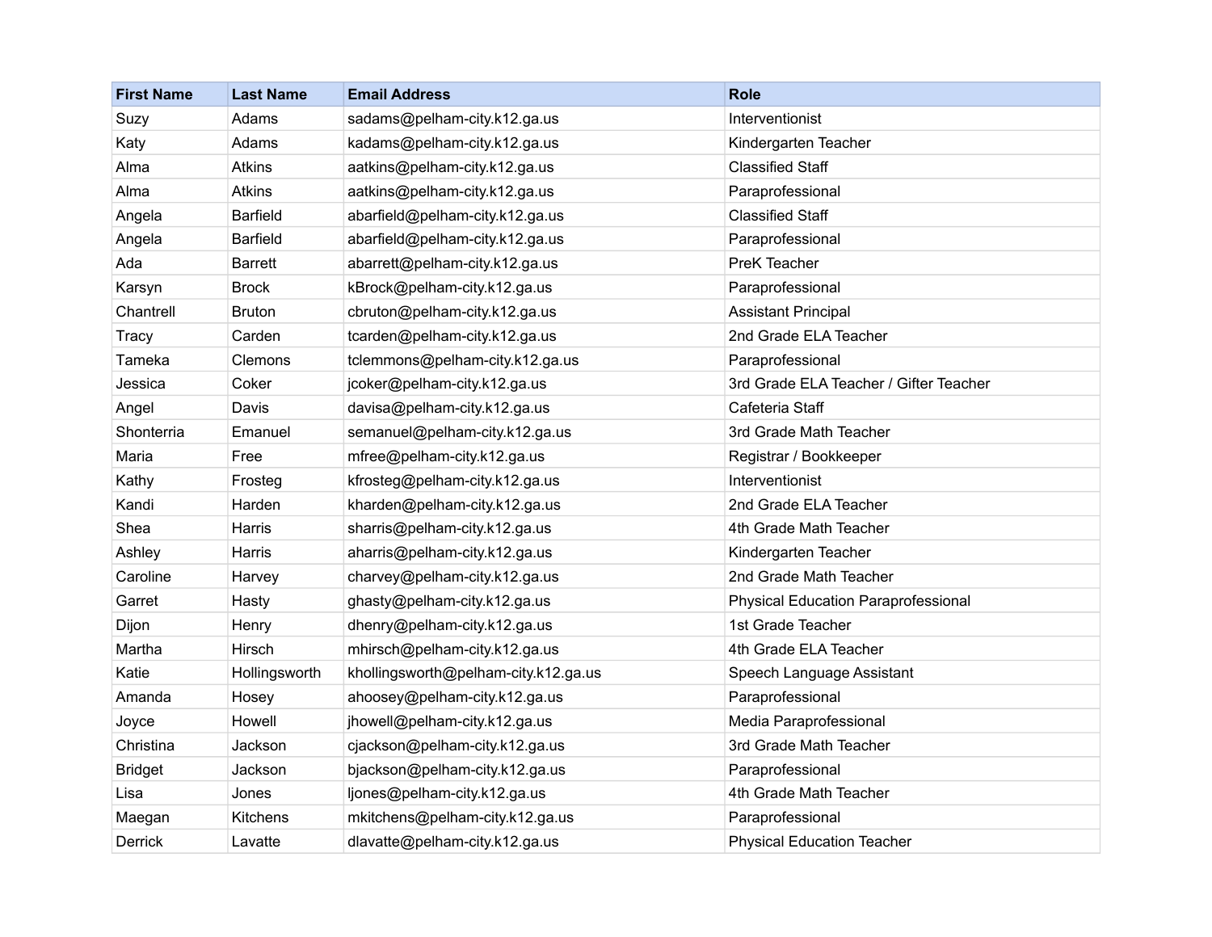| First Name | Last Name | Email Address | Role |
|---|---|---|---|
| Suzy | Adams | sadams@pelham-city.k12.ga.us | Interventionist |
| Katy | Adams | kadams@pelham-city.k12.ga.us | Kindergarten Teacher |
| Alma | Atkins | aatkins@pelham-city.k12.ga.us | Classified Staff |
| Alma | Atkins | aatkins@pelham-city.k12.ga.us | Paraprofessional |
| Angela | Barfield | abarfield@pelham-city.k12.ga.us | Classified Staff |
| Angela | Barfield | abarfield@pelham-city.k12.ga.us | Paraprofessional |
| Ada | Barrett | abarrett@pelham-city.k12.ga.us | PreK Teacher |
| Karsyn | Brock | kBrock@pelham-city.k12.ga.us | Paraprofessional |
| Chantrell | Bruton | cbruton@pelham-city.k12.ga.us | Assistant Principal |
| Tracy | Carden | tcarden@pelham-city.k12.ga.us | 2nd Grade ELA Teacher |
| Tameka | Clemons | tclemmons@pelham-city.k12.ga.us | Paraprofessional |
| Jessica | Coker | jcoker@pelham-city.k12.ga.us | 3rd Grade ELA Teacher / Gifter Teacher |
| Angel | Davis | davisa@pelham-city.k12.ga.us | Cafeteria Staff |
| Shonterria | Emanuel | semanuel@pelham-city.k12.ga.us | 3rd Grade Math Teacher |
| Maria | Free | mfree@pelham-city.k12.ga.us | Registrar / Bookkeeper |
| Kathy | Frosteg | kfrosteg@pelham-city.k12.ga.us | Interventionist |
| Kandi | Harden | kharden@pelham-city.k12.ga.us | 2nd Grade ELA Teacher |
| Shea | Harris | sharris@pelham-city.k12.ga.us | 4th Grade Math Teacher |
| Ashley | Harris | aharris@pelham-city.k12.ga.us | Kindergarten Teacher |
| Caroline | Harvey | charvey@pelham-city.k12.ga.us | 2nd Grade Math Teacher |
| Garret | Hasty | ghasty@pelham-city.k12.ga.us | Physical Education Paraprofessional |
| Dijon | Henry | dhenry@pelham-city.k12.ga.us | 1st Grade Teacher |
| Martha | Hirsch | mhirsch@pelham-city.k12.ga.us | 4th Grade ELA Teacher |
| Katie | Hollingsworth | khollingsworth@pelham-city.k12.ga.us | Speech Language Assistant |
| Amanda | Hosey | ahoosey@pelham-city.k12.ga.us | Paraprofessional |
| Joyce | Howell | jhowell@pelham-city.k12.ga.us | Media Paraprofessional |
| Christina | Jackson | cjackson@pelham-city.k12.ga.us | 3rd Grade Math Teacher |
| Bridget | Jackson | bjackson@pelham-city.k12.ga.us | Paraprofessional |
| Lisa | Jones | ljones@pelham-city.k12.ga.us | 4th Grade Math Teacher |
| Maegan | Kitchens | mkitchens@pelham-city.k12.ga.us | Paraprofessional |
| Derrick | Lavatte | dlavatte@pelham-city.k12.ga.us | Physical Education Teacher |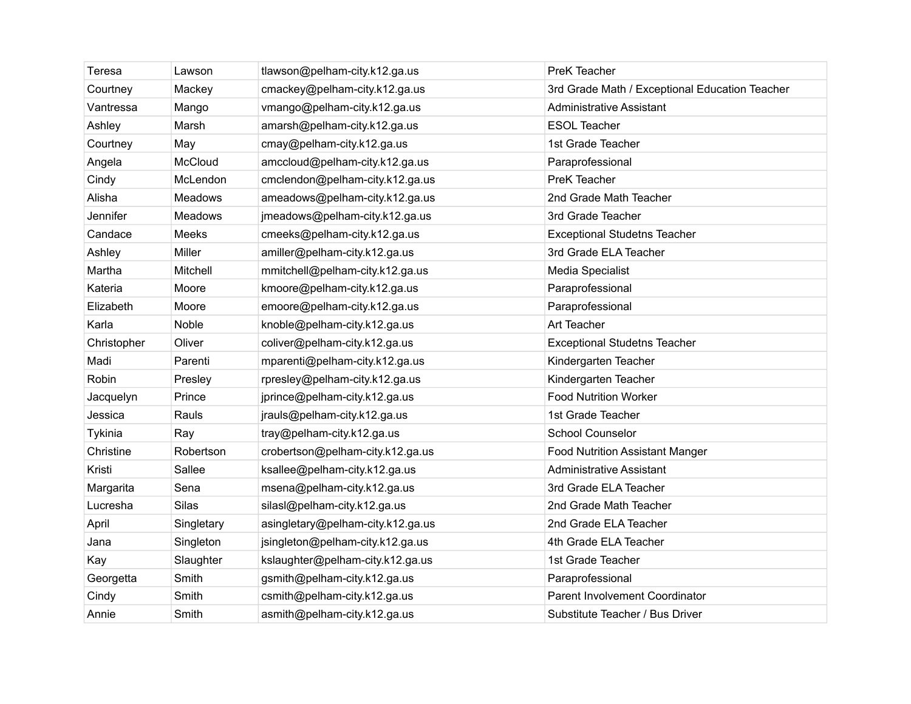| | | | |
|---|---|---|---|
| Teresa | Lawson | tlawson@pelham-city.k12.ga.us | PreK Teacher |
| Courtney | Mackey | cmackey@pelham-city.k12.ga.us | 3rd Grade Math / Exceptional Education Teacher |
| Vantressa | Mango | vmango@pelham-city.k12.ga.us | Administrative Assistant |
| Ashley | Marsh | amarsh@pelham-city.k12.ga.us | ESOL Teacher |
| Courtney | May | cmay@pelham-city.k12.ga.us | 1st Grade Teacher |
| Angela | McCloud | amccloud@pelham-city.k12.ga.us | Paraprofessional |
| Cindy | McLendon | cmclendon@pelham-city.k12.ga.us | PreK Teacher |
| Alisha | Meadows | ameadows@pelham-city.k12.ga.us | 2nd Grade Math Teacher |
| Jennifer | Meadows | jmeadows@pelham-city.k12.ga.us | 3rd Grade Teacher |
| Candace | Meeks | cmeeks@pelham-city.k12.ga.us | Exceptional Studetns Teacher |
| Ashley | Miller | amiller@pelham-city.k12.ga.us | 3rd Grade ELA Teacher |
| Martha | Mitchell | mmitchell@pelham-city.k12.ga.us | Media Specialist |
| Kateria | Moore | kmoore@pelham-city.k12.ga.us | Paraprofessional |
| Elizabeth | Moore | emoore@pelham-city.k12.ga.us | Paraprofessional |
| Karla | Noble | knoble@pelham-city.k12.ga.us | Art Teacher |
| Christopher | Oliver | coliver@pelham-city.k12.ga.us | Exceptional Studetns Teacher |
| Madi | Parenti | mparenti@pelham-city.k12.ga.us | Kindergarten Teacher |
| Robin | Presley | rpresley@pelham-city.k12.ga.us | Kindergarten Teacher |
| Jacquelyn | Prince | jprince@pelham-city.k12.ga.us | Food Nutrition Worker |
| Jessica | Rauls | jrauls@pelham-city.k12.ga.us | 1st Grade Teacher |
| Tykinia | Ray | tray@pelham-city.k12.ga.us | School Counselor |
| Christine | Robertson | crobertson@pelham-city.k12.ga.us | Food Nutrition Assistant Manger |
| Kristi | Sallee | ksallee@pelham-city.k12.ga.us | Administrative Assistant |
| Margarita | Sena | msena@pelham-city.k12.ga.us | 3rd Grade ELA Teacher |
| Lucresha | Silas | silasl@pelham-city.k12.ga.us | 2nd Grade Math Teacher |
| April | Singletary | asingletary@pelham-city.k12.ga.us | 2nd Grade ELA Teacher |
| Jana | Singleton | jsingleton@pelham-city.k12.ga.us | 4th Grade ELA Teacher |
| Kay | Slaughter | kslaughter@pelham-city.k12.ga.us | 1st Grade Teacher |
| Georgetta | Smith | gsmith@pelham-city.k12.ga.us | Paraprofessional |
| Cindy | Smith | csmith@pelham-city.k12.ga.us | Parent Involvement Coordinator |
| Annie | Smith | asmith@pelham-city.k12.ga.us | Substitute Teacher / Bus Driver |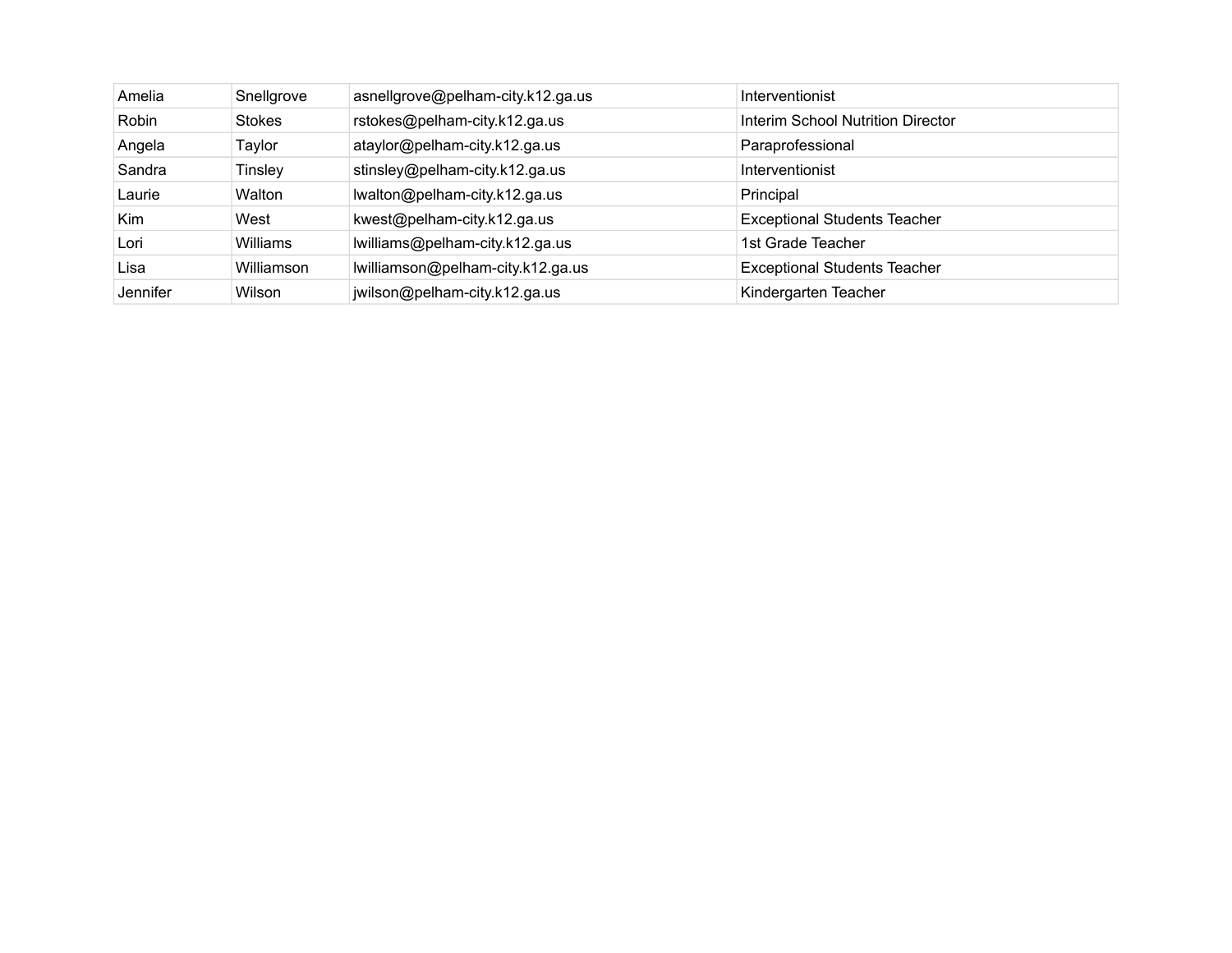| | | | |
|---|---|---|---|
| Amelia | Snellgrove | asnellgrove@pelham-city.k12.ga.us | Interventionist |
| Robin | Stokes | rstokes@pelham-city.k12.ga.us | Interim School Nutrition Director |
| Angela | Taylor | ataylor@pelham-city.k12.ga.us | Paraprofessional |
| Sandra | Tinsley | stinsley@pelham-city.k12.ga.us | Interventionist |
| Laurie | Walton | lwalton@pelham-city.k12.ga.us | Principal |
| Kim | West | kwest@pelham-city.k12.ga.us | Exceptional Students Teacher |
| Lori | Williams | lwilliams@pelham-city.k12.ga.us | 1st Grade Teacher |
| Lisa | Williamson | lwilliamson@pelham-city.k12.ga.us | Exceptional Students Teacher |
| Jennifer | Wilson | jwilson@pelham-city.k12.ga.us | Kindergarten Teacher |